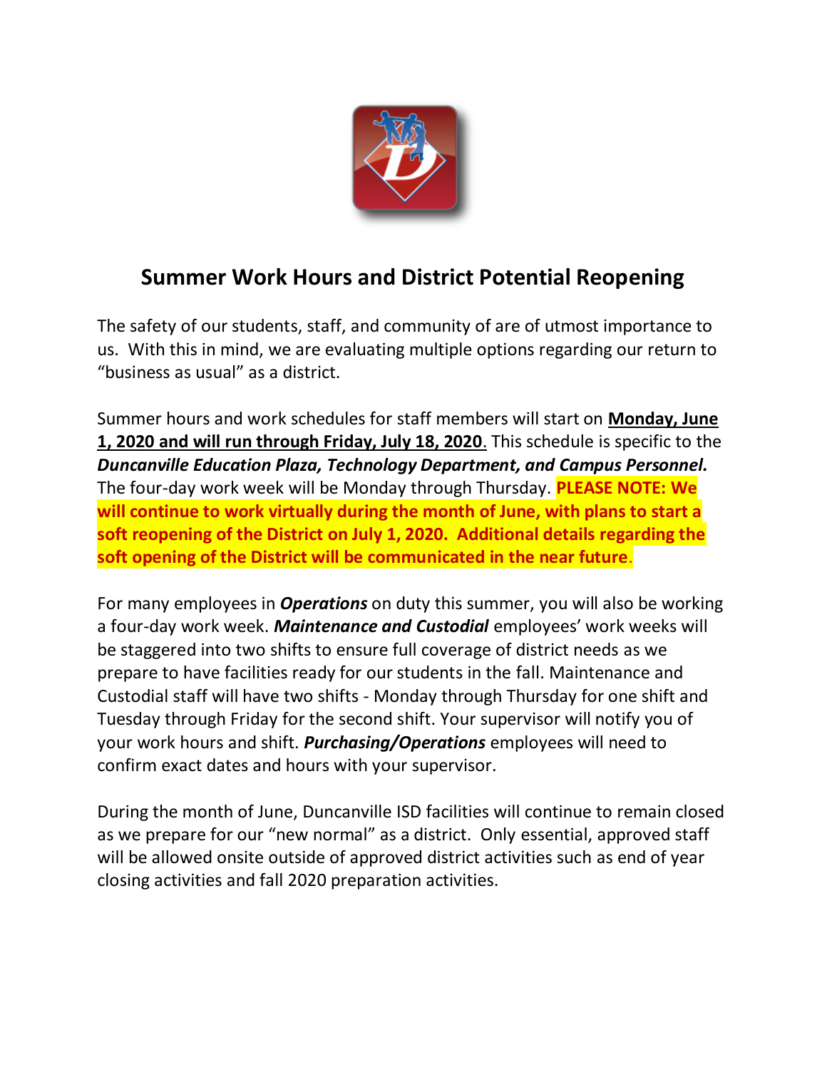## Summer Work Hours and District Potential Reopening

The safety of our students, staff, and community of are of utmost importance to us. With this in mind, we are evaluating multiple options regarding our return to "business as usual" as a district.

Summer hours and work schedules for staff members will start on **Monday, June 1, 2020 and will run through Friday, July 18, 2020**. This schedule is specific to the ***Duncanville Education Plaza, Technology Department, and Campus Personnel.*** The four-day work week will be Monday through Thursday. **PLEASE NOTE: We will continue to work virtually during the month of June, with plans to start a soft reopening of the District on July 1, 2020. Additional details regarding the soft opening of the District will be communicated in the near future.**

For many employees in ***Operations*** on duty this summer, you will also be working a four-day work week. ***Maintenance and Custodial*** employees' work weeks will be staggered into two shifts to ensure full coverage of district needs as we prepare to have facilities ready for our students in the fall. Maintenance and Custodial staff will have two shifts - Monday through Thursday for one shift and Tuesday through Friday for the second shift. Your supervisor will notify you of your work hours and shift. ***Purchasing/Operations*** employees will need to confirm exact dates and hours with your supervisor.

During the month of June, Duncanville ISD facilities will continue to remain closed as we prepare for our "new normal" as a district. Only essential, approved staff will be allowed onsite outside of approved district activities such as end of year closing activities and fall 2020 preparation activities.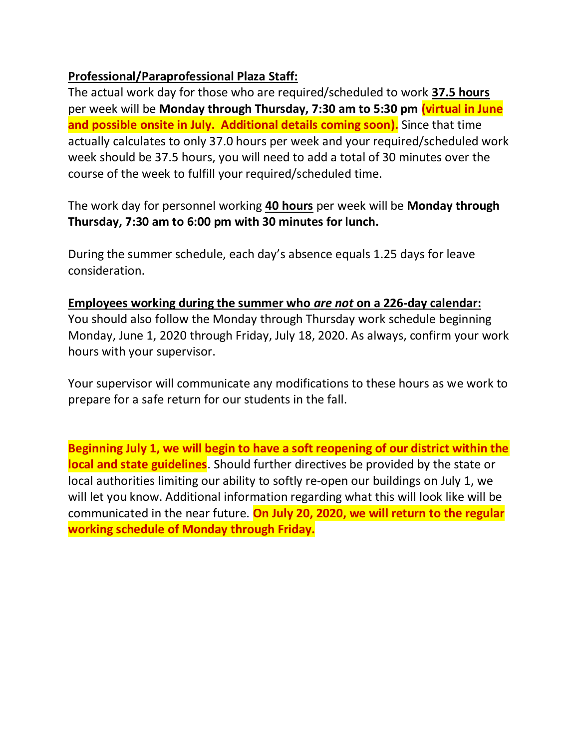**Professional/Paraprofessional Plaza Staff:**

The actual work day for those who are required/scheduled to work **37.5 hours** per week will be **Monday through Thursday, 7:30 am to 5:30 pm** **(virtual in June and possible onsite in July. Additional details coming soon).** Since that time actually calculates to only 37.0 hours per week and your required/scheduled work week should be 37.5 hours, you will need to add a total of 30 minutes over the course of the week to fulfill your required/scheduled time.

The work day for personnel working **40 hours** per week will be **Monday through Thursday, 7:30 am to 6:00 pm with 30 minutes for lunch.**

During the summer schedule, each day's absence equals 1.25 days for leave consideration.

**Employees working during the summer who *are not* on a 226-day calendar:**

You should also follow the Monday through Thursday work schedule beginning Monday, June 1, 2020 through Friday, July 18, 2020. As always, confirm your work hours with your supervisor.

Your supervisor will communicate any modifications to these hours as we work to prepare for a safe return for our students in the fall.

**Beginning July 1, we will begin to have a soft reopening of our district within the local and state guidelines**. Should further directives be provided by the state or local authorities limiting our ability to softly re-open our buildings on July 1, we will let you know. Additional information regarding what this will look like will be communicated in the near future. **On July 20, 2020, we will return to the regular working schedule of Monday through Friday.**